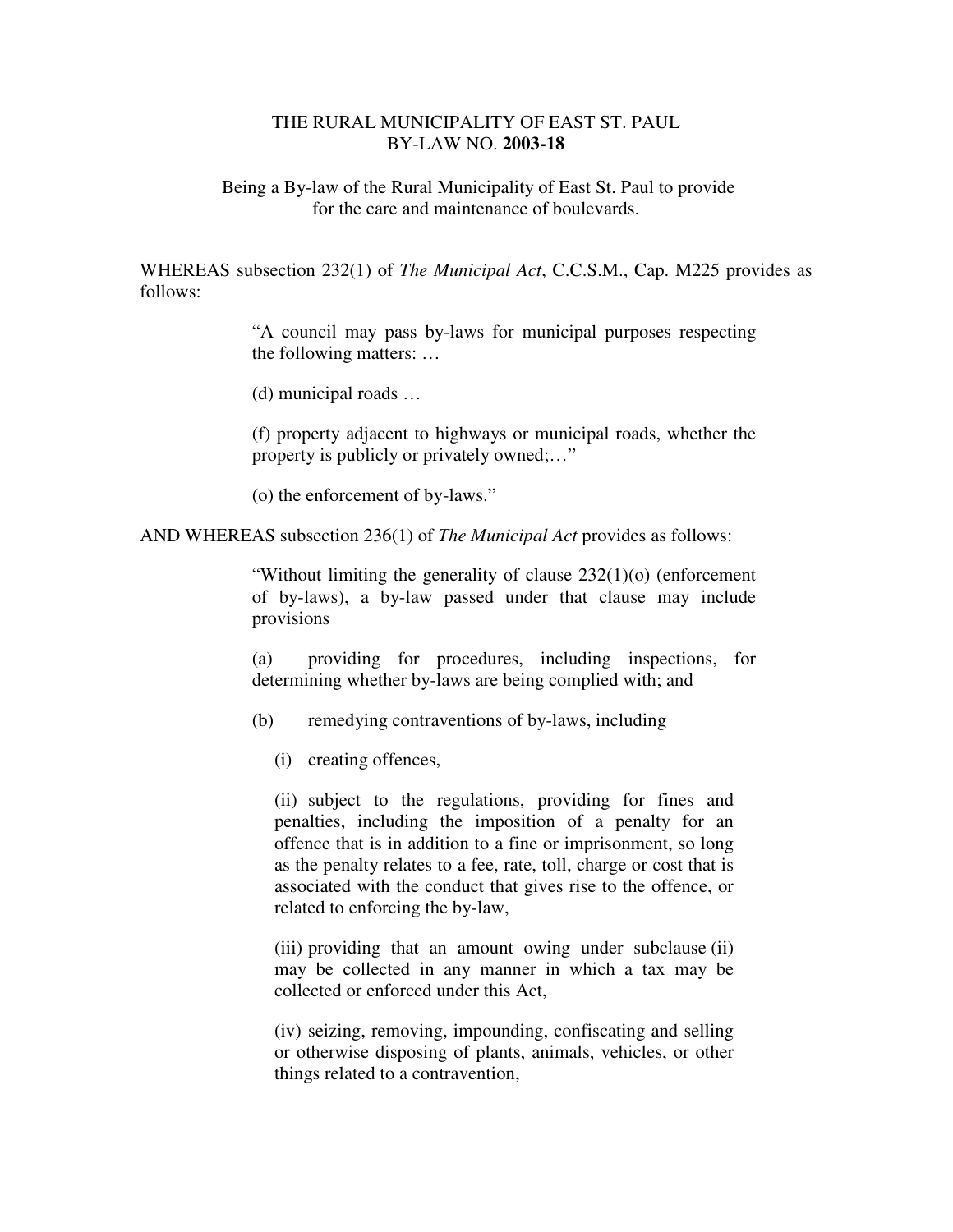THE RURAL MUNICIPALITY OF EAST ST. PAUL
BY-LAW NO. **2003-18**

Being a By-law of the Rural Municipality of East St. Paul to provide for the care and maintenance of boulevards.

WHEREAS subsection 232(1) of *The Municipal Act*, C.C.S.M., Cap. M225 provides as follows:

> "A council may pass by-laws for municipal purposes respecting the following matters: …
>
> (d) municipal roads …
>
> (f) property adjacent to highways or municipal roads, whether the property is publicly or privately owned;…"
>
> (o) the enforcement of by-laws."

AND WHEREAS subsection 236(1) of *The Municipal Act* provides as follows:

> "Without limiting the generality of clause 232(1)(o) (enforcement of by-laws), a by-law passed under that clause may include provisions
>
> (a) providing for procedures, including inspections, for determining whether by-laws are being complied with; and
>
> (b) remedying contraventions of by-laws, including
>
> (i) creating offences,
>
> (ii) subject to the regulations, providing for fines and penalties, including the imposition of a penalty for an offence that is in addition to a fine or imprisonment, so long as the penalty relates to a fee, rate, toll, charge or cost that is associated with the conduct that gives rise to the offence, or related to enforcing the by-law,
>
> (iii) providing that an amount owing under subclause (ii) may be collected in any manner in which a tax may be collected or enforced under this Act,
>
> (iv) seizing, removing, impounding, confiscating and selling or otherwise disposing of plants, animals, vehicles, or other things related to a contravention,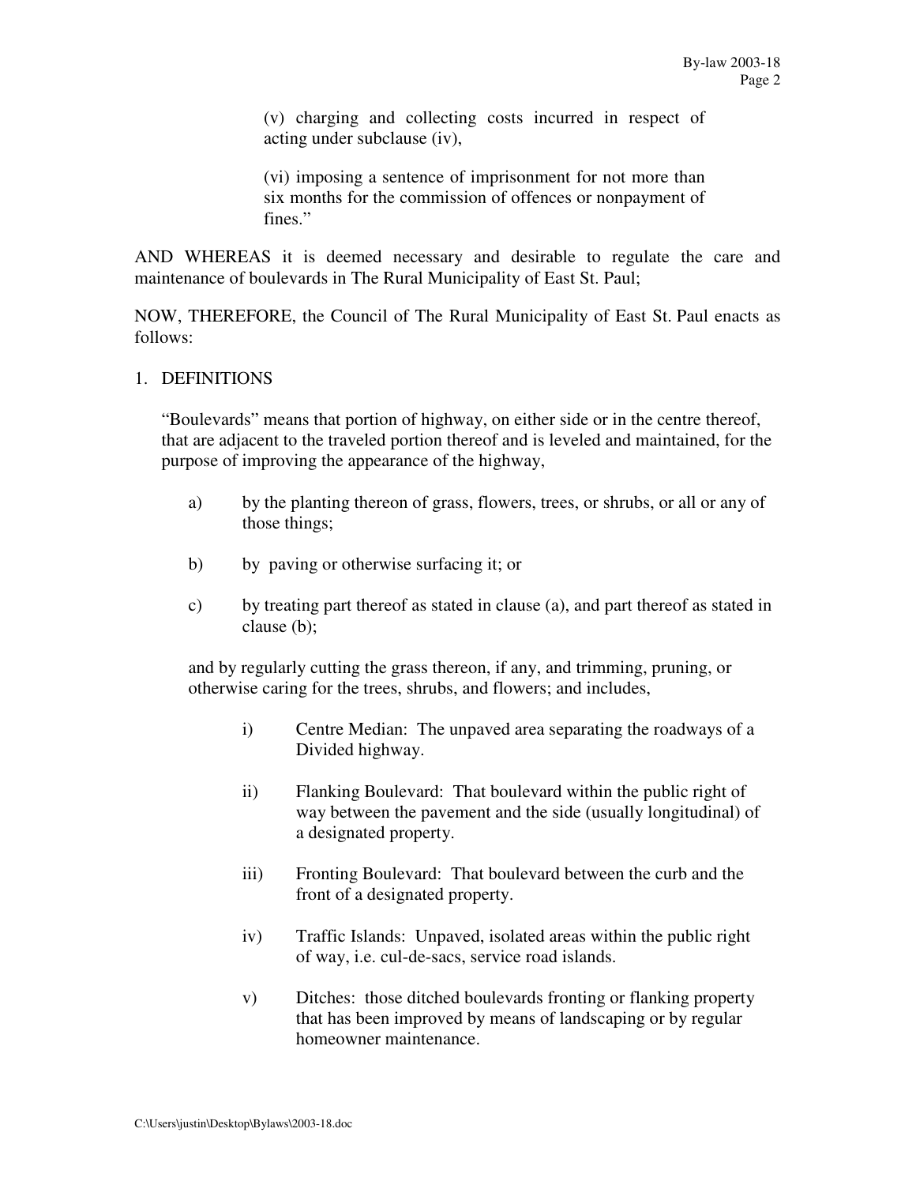(v) charging and collecting costs incurred in respect of acting under subclause (iv),

(vi) imposing a sentence of imprisonment for not more than six months for the commission of offences or nonpayment of fines."

AND WHEREAS it is deemed necessary and desirable to regulate the care and maintenance of boulevards in The Rural Municipality of East St. Paul;

NOW, THEREFORE, the Council of The Rural Municipality of East St. Paul enacts as follows:

1. DEFINITIONS

"Boulevards" means that portion of highway, on either side or in the centre thereof, that are adjacent to the traveled portion thereof and is leveled and maintained, for the purpose of improving the appearance of the highway,

a) by the planting thereon of grass, flowers, trees, or shrubs, or all or any of those things;

b) by paving or otherwise surfacing it; or

c) by treating part thereof as stated in clause (a), and part thereof as stated in clause (b);

and by regularly cutting the grass thereon, if any, and trimming, pruning, or otherwise caring for the trees, shrubs, and flowers; and includes,

i) Centre Median: The unpaved area separating the roadways of a Divided highway.

ii) Flanking Boulevard: That boulevard within the public right of way between the pavement and the side (usually longitudinal) of a designated property.

iii) Fronting Boulevard: That boulevard between the curb and the front of a designated property.

iv) Traffic Islands: Unpaved, isolated areas within the public right of way, i.e. cul-de-sacs, service road islands.

v) Ditches: those ditched boulevards fronting or flanking property that has been improved by means of landscaping or by regular homeowner maintenance.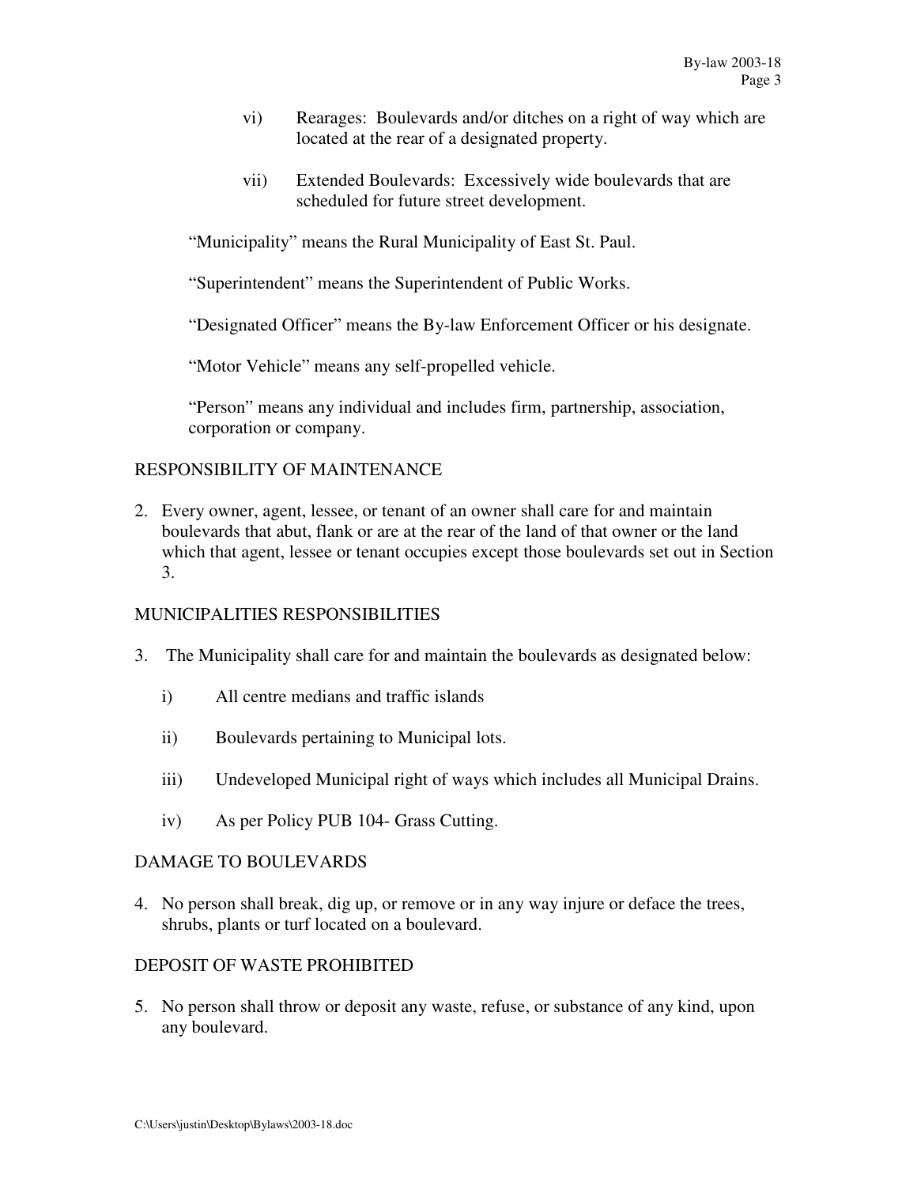vi) Rearages: Boulevards and/or ditches on a right of way which are located at the rear of a designated property.

vii) Extended Boulevards: Excessively wide boulevards that are scheduled for future street development.

"Municipality" means the Rural Municipality of East St. Paul.

"Superintendent" means the Superintendent of Public Works.

"Designated Officer" means the By-law Enforcement Officer or his designate.

"Motor Vehicle" means any self-propelled vehicle.

"Person" means any individual and includes firm, partnership, association, corporation or company.

## RESPONSIBILITY OF MAINTENANCE

2. Every owner, agent, lessee, or tenant of an owner shall care for and maintain boulevards that abut, flank or are at the rear of the land of that owner or the land which that agent, lessee or tenant occupies except those boulevards set out in Section 3.

## MUNICIPALITIES RESPONSIBILITIES

3. The Municipality shall care for and maintain the boulevards as designated below:

   i) All centre medians and traffic islands

   ii) Boulevards pertaining to Municipal lots.

   iii) Undeveloped Municipal right of ways which includes all Municipal Drains.

   iv) As per Policy PUB 104- Grass Cutting.

## DAMAGE TO BOULEVARDS

4. No person shall break, dig up, or remove or in any way injure or deface the trees, shrubs, plants or turf located on a boulevard.

## DEPOSIT OF WASTE PROHIBITED

5. No person shall throw or deposit any waste, refuse, or substance of any kind, upon any boulevard.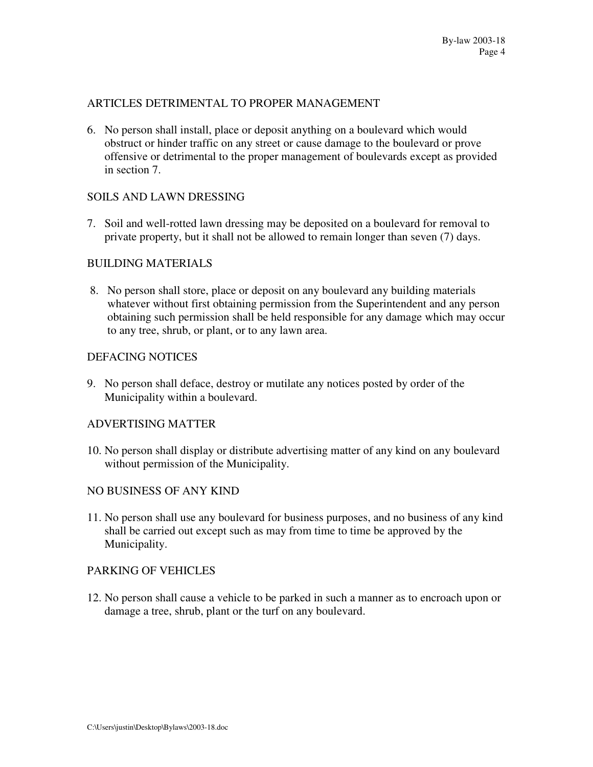## ARTICLES DETRIMENTAL TO PROPER MANAGEMENT

6. No person shall install, place or deposit anything on a boulevard which would obstruct or hinder traffic on any street or cause damage to the boulevard or prove offensive or detrimental to the proper management of boulevards except as provided in section 7.

## SOILS AND LAWN DRESSING

7. Soil and well-rotted lawn dressing may be deposited on a boulevard for removal to private property, but it shall not be allowed to remain longer than seven (7) days.

## BUILDING MATERIALS

8. No person shall store, place or deposit on any boulevard any building materials whatever without first obtaining permission from the Superintendent and any person obtaining such permission shall be held responsible for any damage which may occur to any tree, shrub, or plant, or to any lawn area.

## DEFACING NOTICES

9. No person shall deface, destroy or mutilate any notices posted by order of the Municipality within a boulevard.

## ADVERTISING MATTER

10. No person shall display or distribute advertising matter of any kind on any boulevard without permission of the Municipality.

## NO BUSINESS OF ANY KIND

11. No person shall use any boulevard for business purposes, and no business of any kind shall be carried out except such as may from time to time be approved by the Municipality.

## PARKING OF VEHICLES

12. No person shall cause a vehicle to be parked in such a manner as to encroach upon or damage a tree, shrub, plant or the turf on any boulevard.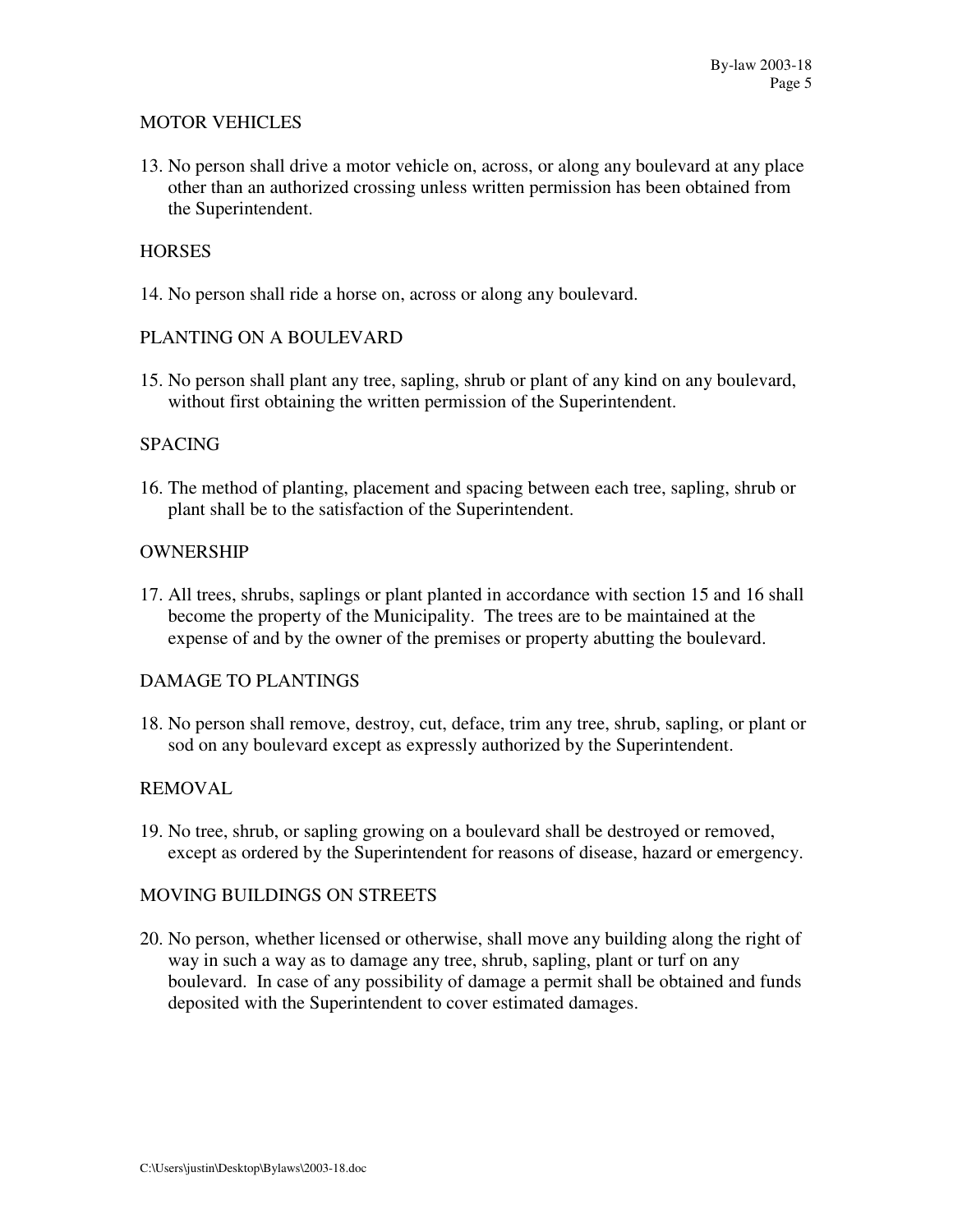## MOTOR VEHICLES

13. No person shall drive a motor vehicle on, across, or along any boulevard at any place other than an authorized crossing unless written permission has been obtained from the Superintendent.

## HORSES

14. No person shall ride a horse on, across or along any boulevard.

## PLANTING ON A BOULEVARD

15. No person shall plant any tree, sapling, shrub or plant of any kind on any boulevard, without first obtaining the written permission of the Superintendent.

## SPACING

16. The method of planting, placement and spacing between each tree, sapling, shrub or plant shall be to the satisfaction of the Superintendent.

## OWNERSHIP

17. All trees, shrubs, saplings or plant planted in accordance with section 15 and 16 shall become the property of the Municipality. The trees are to be maintained at the expense of and by the owner of the premises or property abutting the boulevard.

## DAMAGE TO PLANTINGS

18. No person shall remove, destroy, cut, deface, trim any tree, shrub, sapling, or plant or sod on any boulevard except as expressly authorized by the Superintendent.

## REMOVAL

19. No tree, shrub, or sapling growing on a boulevard shall be destroyed or removed, except as ordered by the Superintendent for reasons of disease, hazard or emergency.

## MOVING BUILDINGS ON STREETS

20. No person, whether licensed or otherwise, shall move any building along the right of way in such a way as to damage any tree, shrub, sapling, plant or turf on any boulevard. In case of any possibility of damage a permit shall be obtained and funds deposited with the Superintendent to cover estimated damages.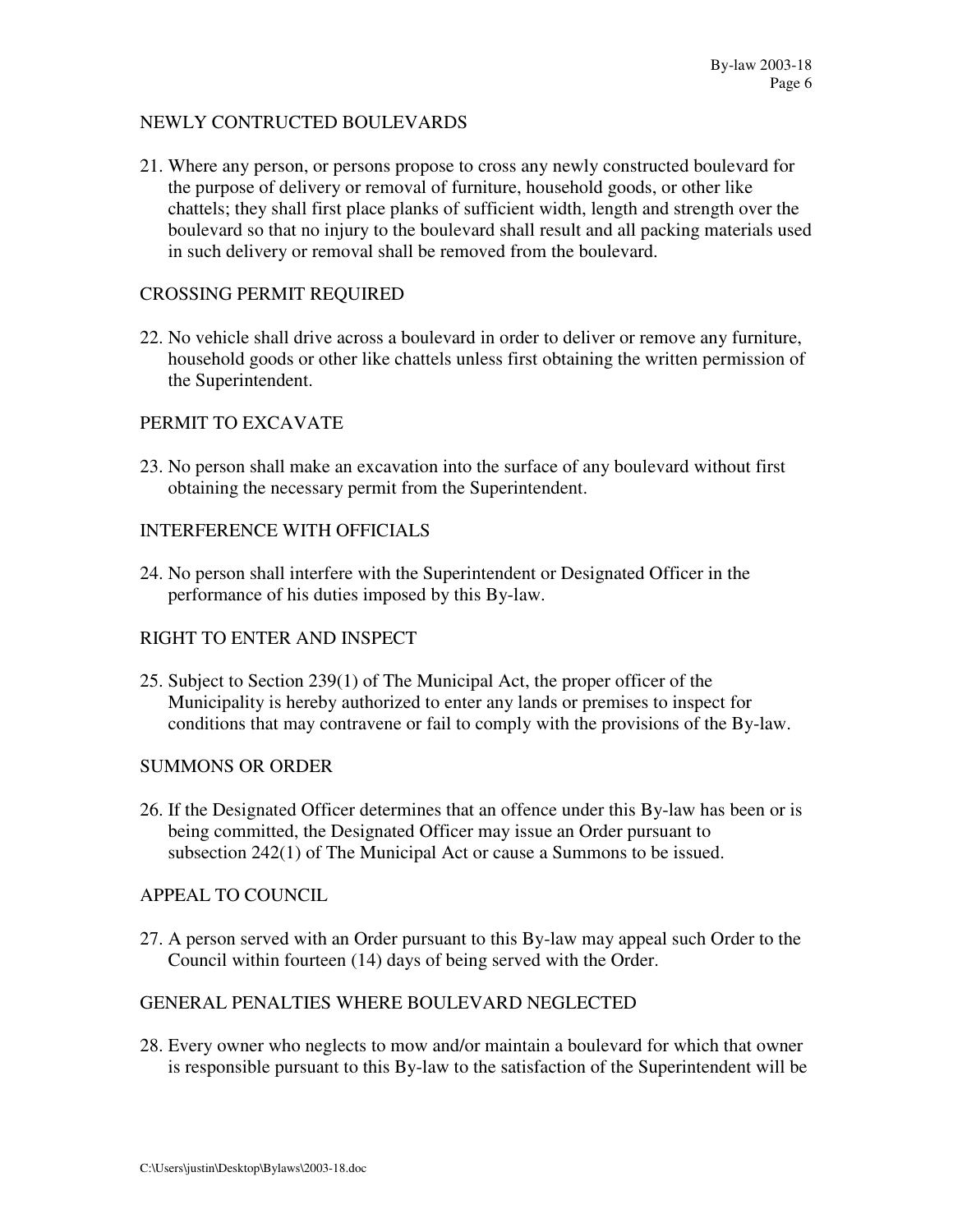NEWLY CONTRUCTED BOULEVARDS

21. Where any person, or persons propose to cross any newly constructed boulevard for the purpose of delivery or removal of furniture, household goods, or other like chattels; they shall first place planks of sufficient width, length and strength over the boulevard so that no injury to the boulevard shall result and all packing materials used in such delivery or removal shall be removed from the boulevard.

CROSSING PERMIT REQUIRED

22. No vehicle shall drive across a boulevard in order to deliver or remove any furniture, household goods or other like chattels unless first obtaining the written permission of the Superintendent.

PERMIT TO EXCAVATE

23. No person shall make an excavation into the surface of any boulevard without first obtaining the necessary permit from the Superintendent.

INTERFERENCE WITH OFFICIALS

24. No person shall interfere with the Superintendent or Designated Officer in the performance of his duties imposed by this By-law.

RIGHT TO ENTER AND INSPECT

25. Subject to Section 239(1) of The Municipal Act, the proper officer of the Municipality is hereby authorized to enter any lands or premises to inspect for conditions that may contravene or fail to comply with the provisions of the By-law.

SUMMONS OR ORDER

26. If the Designated Officer determines that an offence under this By-law has been or is being committed, the Designated Officer may issue an Order pursuant to subsection 242(1) of The Municipal Act or cause a Summons to be issued.

APPEAL TO COUNCIL

27. A person served with an Order pursuant to this By-law may appeal such Order to the Council within fourteen (14) days of being served with the Order.

GENERAL PENALTIES WHERE BOULEVARD NEGLECTED

28. Every owner who neglects to mow and/or maintain a boulevard for which that owner is responsible pursuant to this By-law to the satisfaction of the Superintendent will be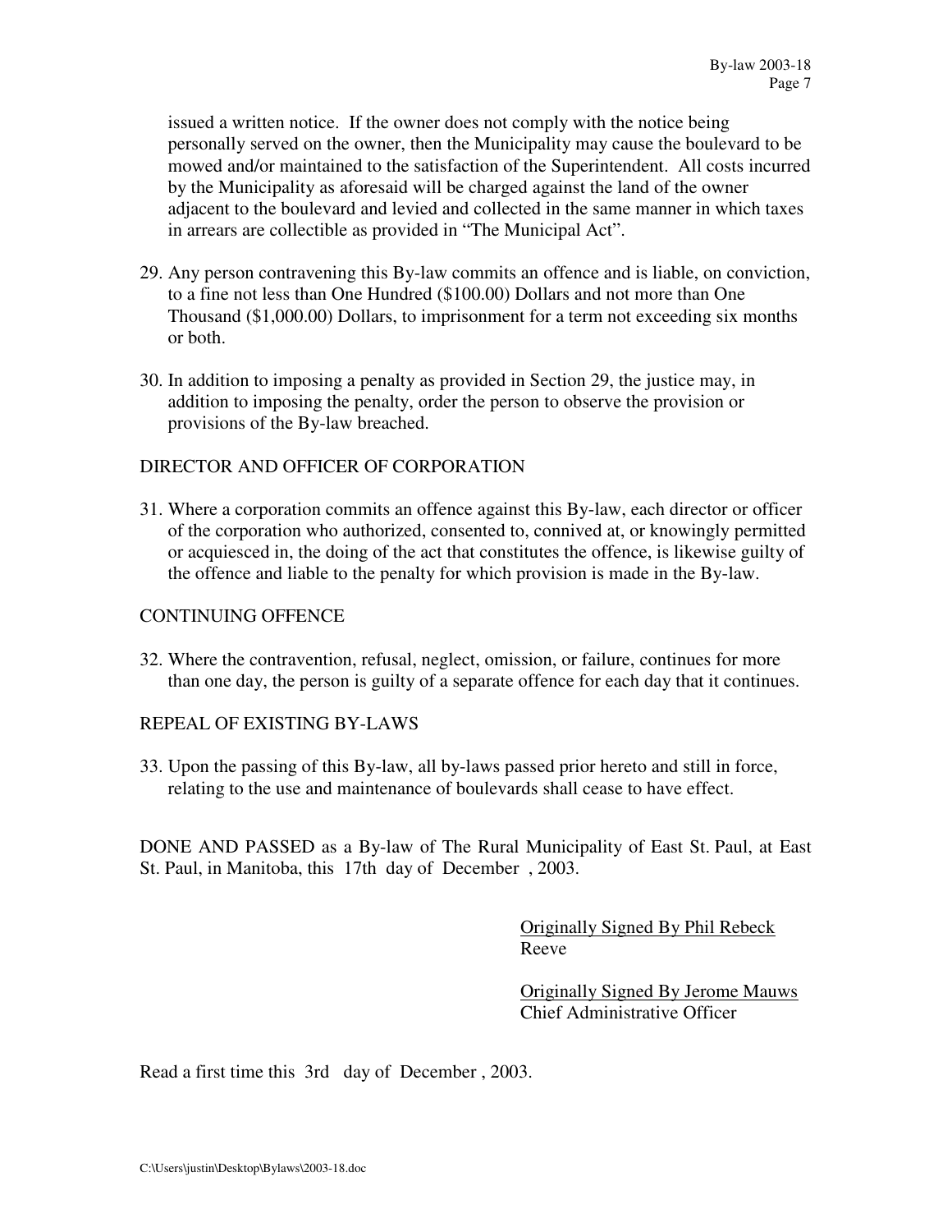issued a written notice. If the owner does not comply with the notice being personally served on the owner, then the Municipality may cause the boulevard to be mowed and/or maintained to the satisfaction of the Superintendent. All costs incurred by the Municipality as aforesaid will be charged against the land of the owner adjacent to the boulevard and levied and collected in the same manner in which taxes in arrears are collectible as provided in "The Municipal Act".

29. Any person contravening this By-law commits an offence and is liable, on conviction, to a fine not less than One Hundred ($100.00) Dollars and not more than One Thousand ($1,000.00) Dollars, to imprisonment for a term not exceeding six months or both.

30. In addition to imposing a penalty as provided in Section 29, the justice may, in addition to imposing the penalty, order the person to observe the provision or provisions of the By-law breached.

DIRECTOR AND OFFICER OF CORPORATION

31. Where a corporation commits an offence against this By-law, each director or officer of the corporation who authorized, consented to, connived at, or knowingly permitted or acquiesced in, the doing of the act that constitutes the offence, is likewise guilty of the offence and liable to the penalty for which provision is made in the By-law.

CONTINUING OFFENCE

32. Where the contravention, refusal, neglect, omission, or failure, continues for more than one day, the person is guilty of a separate offence for each day that it continues.

REPEAL OF EXISTING BY-LAWS

33. Upon the passing of this By-law, all by-laws passed prior hereto and still in force, relating to the use and maintenance of boulevards shall cease to have effect.

DONE AND PASSED as a By-law of The Rural Municipality of East St. Paul, at East St. Paul, in Manitoba, this 17th day of December , 2003.

Originally Signed By Phil Rebeck
Reeve

Originally Signed By Jerome Mauws
Chief Administrative Officer

Read a first time this 3rd day of December , 2003.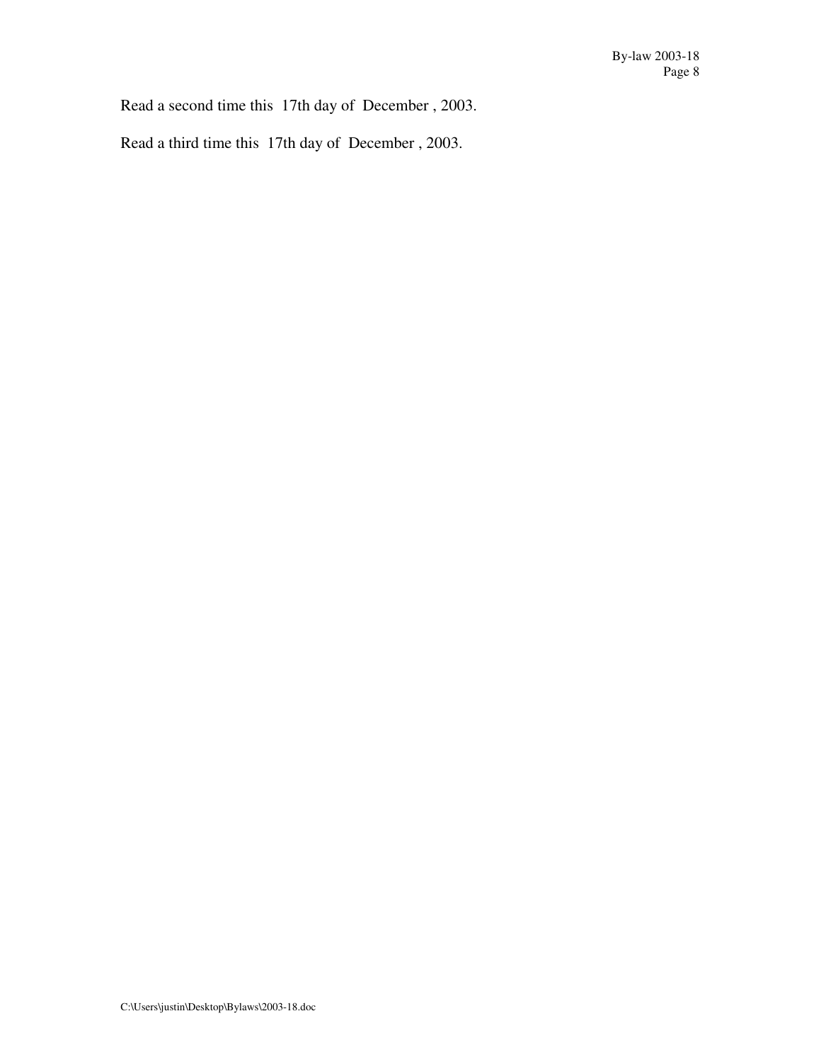Read a second time this 17th day of December , 2003.

Read a third time this 17th day of December , 2003.